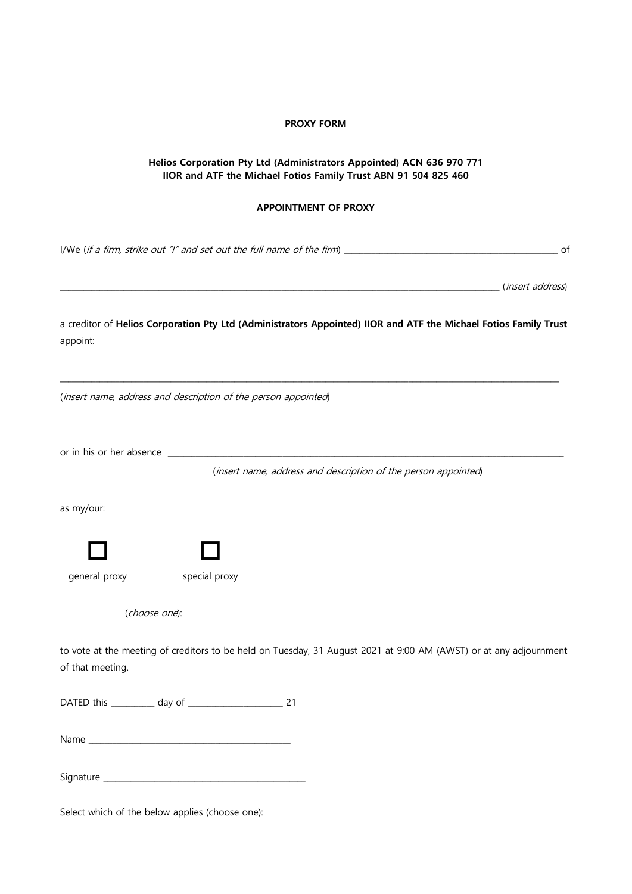**PROXY FORM**

**Helios Corporation Pty Ltd (Administrators Appointed) ACN 636 970 771**
**IIOR and ATF the Michael Fotios Family Trust ABN 91 504 825 460**

**APPOINTMENT OF PROXY**

I/We (*if a firm, strike out "I" and set out the full name of the firm*) ______________________________________________ of

______________________________________________________________________________________________ (*insert address*)

a creditor of **Helios Corporation Pty Ltd (Administrators Appointed) IIOR and ATF the Michael Fotios Family Trust** appoint:

______________________________________________________________________________________________________________

(*insert name, address and description of the person appointed*)

or in his or her absence ______________________________________________________________________________________

(*insert name, address and description of the person appointed*)

as my/our:

☐ general proxy

☐ special proxy

(*choose one*):

to vote at the meeting of creditors to be held on Tuesday, 31 August 2021 at 9:00 AM (AWST) or at any adjournment of that meeting.

DATED this _________ day of ____________________ 21

Name ____________________________________________

Signature ____________________________________________

Select which of the below applies (choose one):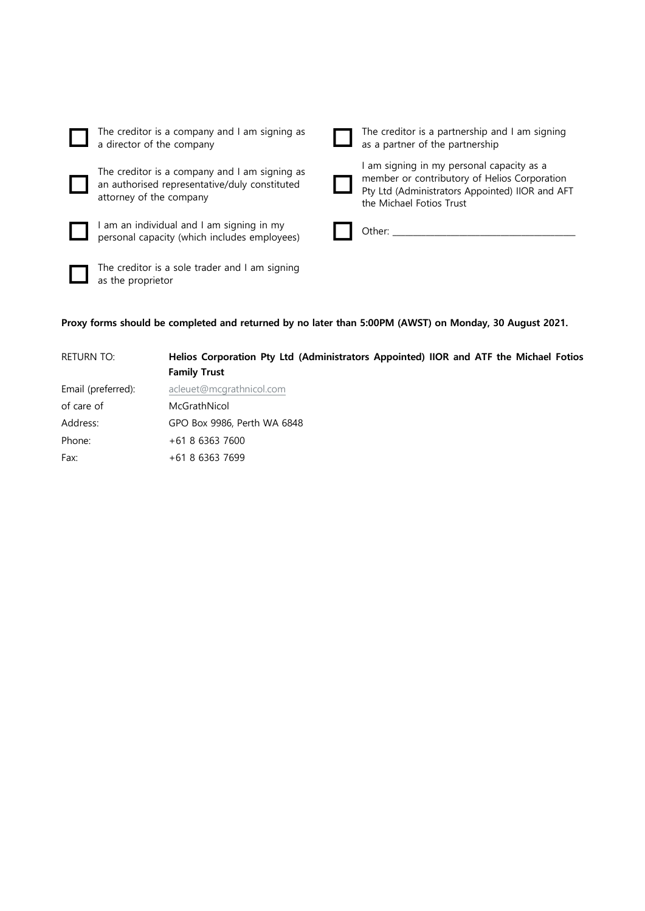- [ ] The creditor is a company and I am signing as a director of the company
- [ ] The creditor is a company and I am signing as an authorised representative/duly constituted attorney of the company
- [ ] I am an individual and I am signing in my personal capacity (which includes employees)
- [ ] The creditor is a sole trader and I am signing as the proprietor
- [ ] The creditor is a partnership and I am signing as a partner of the partnership
- [ ] I am signing in my personal capacity as a member or contributory of Helios Corporation Pty Ltd (Administrators Appointed) IIOR and AFT the Michael Fotios Trust
- [ ] Other: ______________________________________

**Proxy forms should be completed and returned by no later than 5:00PM (AWST) on Monday, 30 August 2021.**

| | |
|---|---|
| RETURN TO: | **Helios Corporation Pty Ltd (Administrators Appointed) IIOR and ATF the Michael Fotios Family Trust** |
| Email (preferred): | acleuet@mcgrathnicol.com |
| of care of | McGrathNicol |
| Address: | GPO Box 9986, Perth WA 6848 |
| Phone: | +61 8 6363 7600 |
| Fax: | +61 8 6363 7699 |